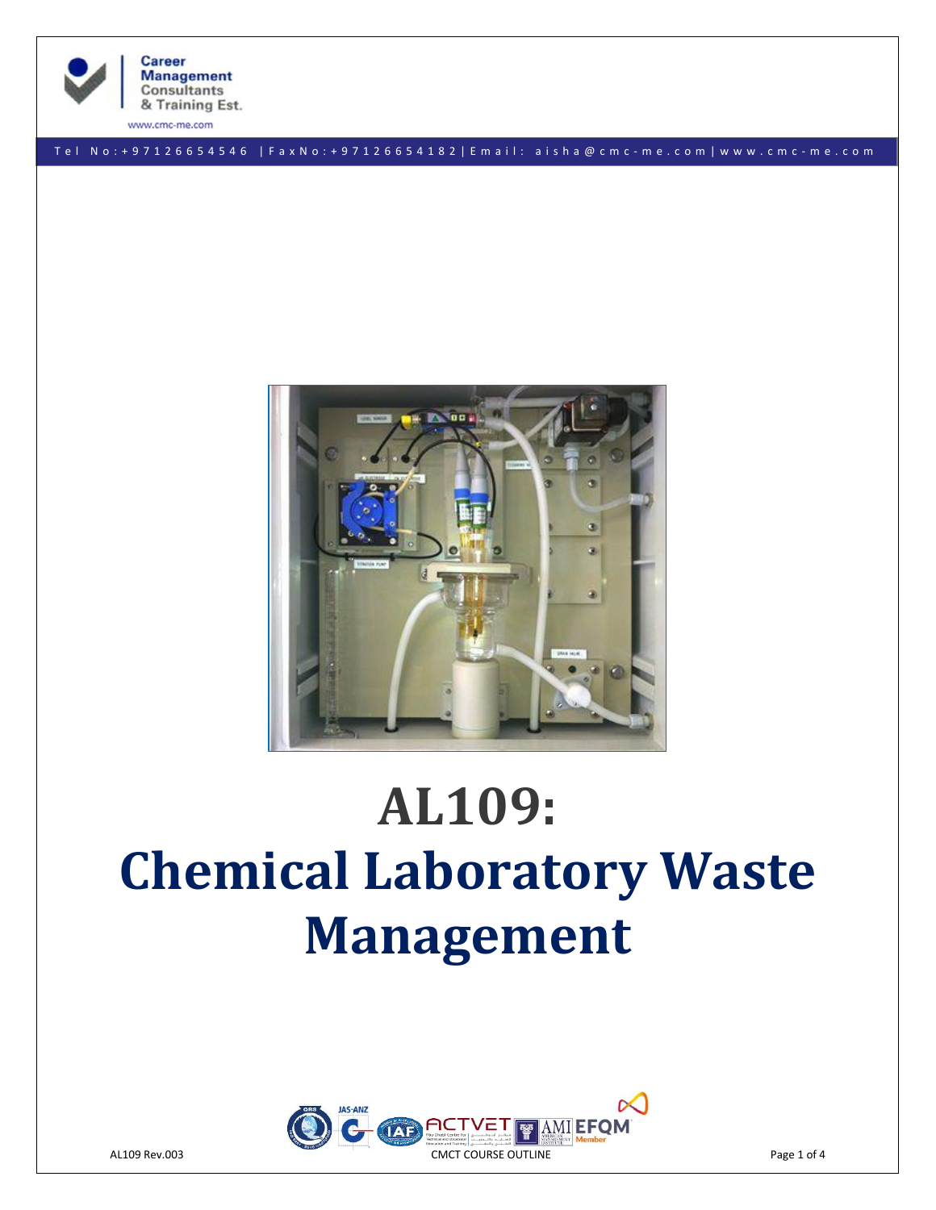Career Management Consultants & Training Est.

www.cmc-me.com

Tel No:+97126654546 | Fax No:+97126654182 | Email: aisha@cmc-me.com | www.cmc-me.com

# AL109:
# Chemical Laboratory Waste Management

AL109 Rev.003 CMCT COURSE OUTLINE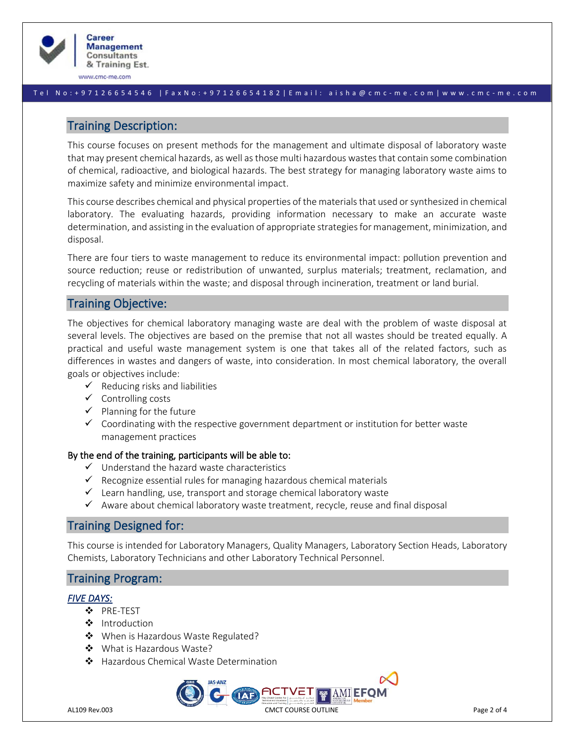## Training Description:

This course focuses on present methods for the management and ultimate disposal of laboratory waste that may present chemical hazards, as well as those multi hazardous wastes that contain some combination of chemical, radioactive, and biological hazards. The best strategy for managing laboratory waste aims to maximize safety and minimize environmental impact.

This course describes chemical and physical properties of the materials that used or synthesized in chemical laboratory. The evaluating hazards, providing information necessary to make an accurate waste determination, and assisting in the evaluation of appropriate strategies for management, minimization, and disposal.

There are four tiers to waste management to reduce its environmental impact: pollution prevention and source reduction; reuse or redistribution of unwanted, surplus materials; treatment, reclamation, and recycling of materials within the waste; and disposal through incineration, treatment or land burial.

## Training Objective:

The objectives for chemical laboratory managing waste are deal with the problem of waste disposal at several levels. The objectives are based on the premise that not all wastes should be treated equally. A practical and useful waste management system is one that takes all of the related factors, such as differences in wastes and dangers of waste, into consideration. In most chemical laboratory, the overall goals or objectives include:

- ✓ Reducing risks and liabilities
- ✓ Controlling costs
- ✓ Planning for the future
- ✓ Coordinating with the respective government department or institution for better waste management practices

**By the end of the training, participants will be able to:**

- ✓ Understand the hazard waste characteristics
- ✓ Recognize essential rules for managing hazardous chemical materials
- ✓ Learn handling, use, transport and storage chemical laboratory waste
- ✓ Aware about chemical laboratory waste treatment, recycle, reuse and final disposal

## Training Designed for:

This course is intended for Laboratory Managers, Quality Managers, Laboratory Section Heads, Laboratory Chemists, Laboratory Technicians and other Laboratory Technical Personnel.

## Training Program:

***FIVE DAYS:***

- ❖ PRE-TEST
- ❖ Introduction
- ❖ When is Hazardous Waste Regulated?
- ❖ What is Hazardous Waste?
- ❖ Hazardous Chemical Waste Determination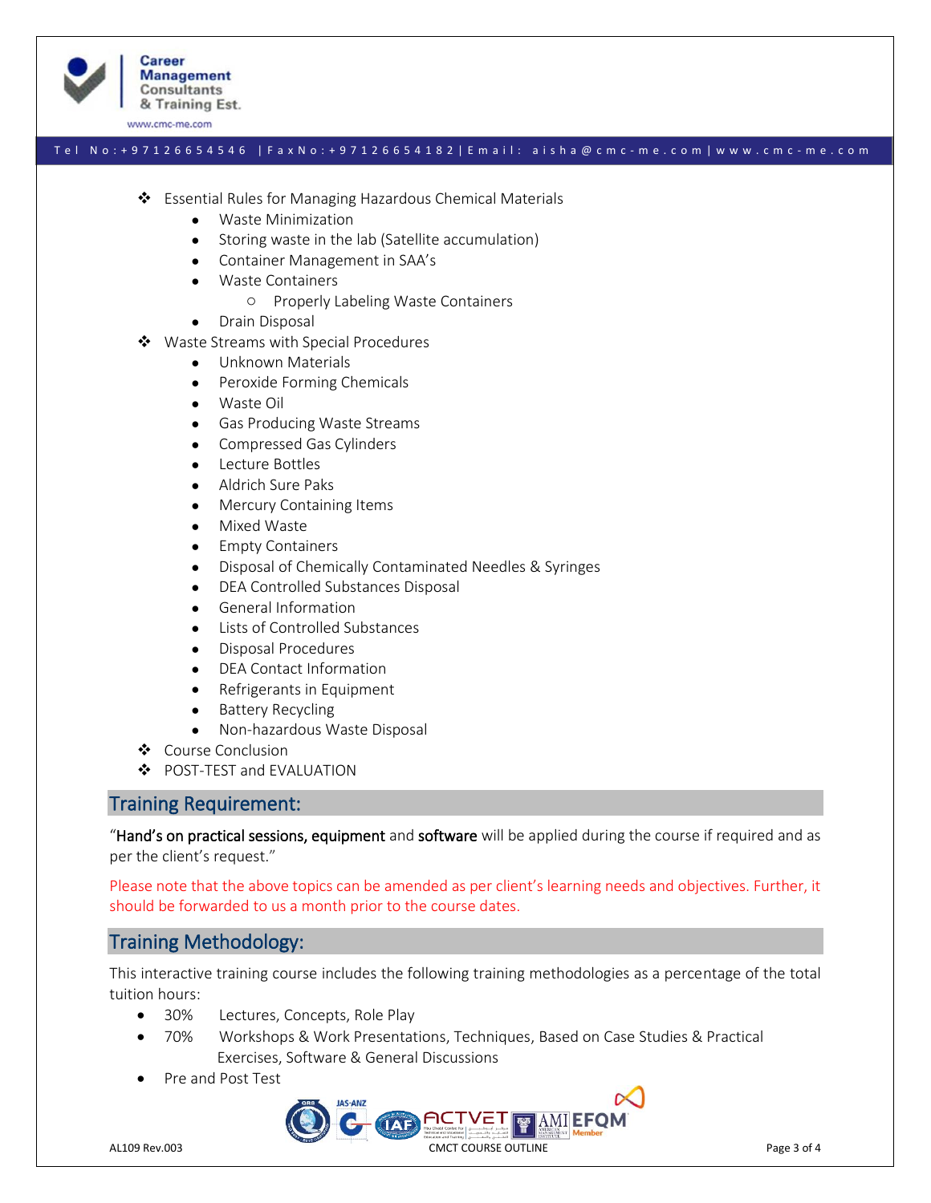- Essential Rules for Managing Hazardous Chemical Materials
    - Waste Minimization
    - Storing waste in the lab (Satellite accumulation)
    - Container Management in SAA's
    - Waste Containers
        - Properly Labeling Waste Containers
    - Drain Disposal
- Waste Streams with Special Procedures
    - Unknown Materials
    - Peroxide Forming Chemicals
    - Waste Oil
    - Gas Producing Waste Streams
    - Compressed Gas Cylinders
    - Lecture Bottles
    - Aldrich Sure Paks
    - Mercury Containing Items
    - Mixed Waste
    - Empty Containers
    - Disposal of Chemically Contaminated Needles & Syringes
    - DEA Controlled Substances Disposal
    - General Information
    - Lists of Controlled Substances
    - Disposal Procedures
    - DEA Contact Information
    - Refrigerants in Equipment
    - Battery Recycling
    - Non-hazardous Waste Disposal
- Course Conclusion
- POST-TEST and EVALUATION

## Training Requirement:

"**Hand's on practical sessions, equipment** and **software** will be applied during the course if required and as per the client's request."

Please note that the above topics can be amended as per client's learning needs and objectives. Further, it should be forwarded to us a month prior to the course dates.

## Training Methodology:

This interactive training course includes the following training methodologies as a percentage of the total tuition hours:

- 30% Lectures, Concepts, Role Play
- 70% Workshops & Work Presentations, Techniques, Based on Case Studies & Practical Exercises, Software & General Discussions
- Pre and Post Test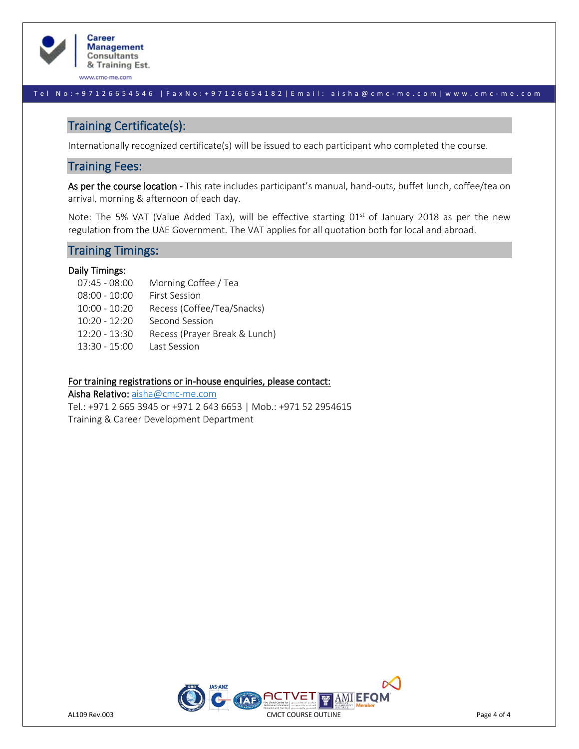## Training Certificate(s):

Internationally recognized certificate(s) will be issued to each participant who completed the course.

## Training Fees:

**As per the course location -** This rate includes participant's manual, hand-outs, buffet lunch, coffee/tea on arrival, morning & afternoon of each day.

Note: The 5% VAT (Value Added Tax), will be effective starting 01st of January 2018 as per the new regulation from the UAE Government. The VAT applies for all quotation both for local and abroad.

## Training Timings:

**Daily Timings:**

| | |
|---|---|
| 07:45 - 08:00 | Morning Coffee / Tea |
| 08:00 - 10:00 | First Session |
| 10:00 - 10:20 | Recess (Coffee/Tea/Snacks) |
| 10:20 - 12:20 | Second Session |
| 12:20 - 13:30 | Recess (Prayer Break & Lunch) |
| 13:30 - 15:00 | Last Session |

**For training registrations or in-house enquiries, please contact:**

**Aisha Relativo:** aisha@cmc-me.com
Tel.: +971 2 665 3945 or +971 2 643 6653 | Mob.: +971 52 2954615
Training & Career Development Department